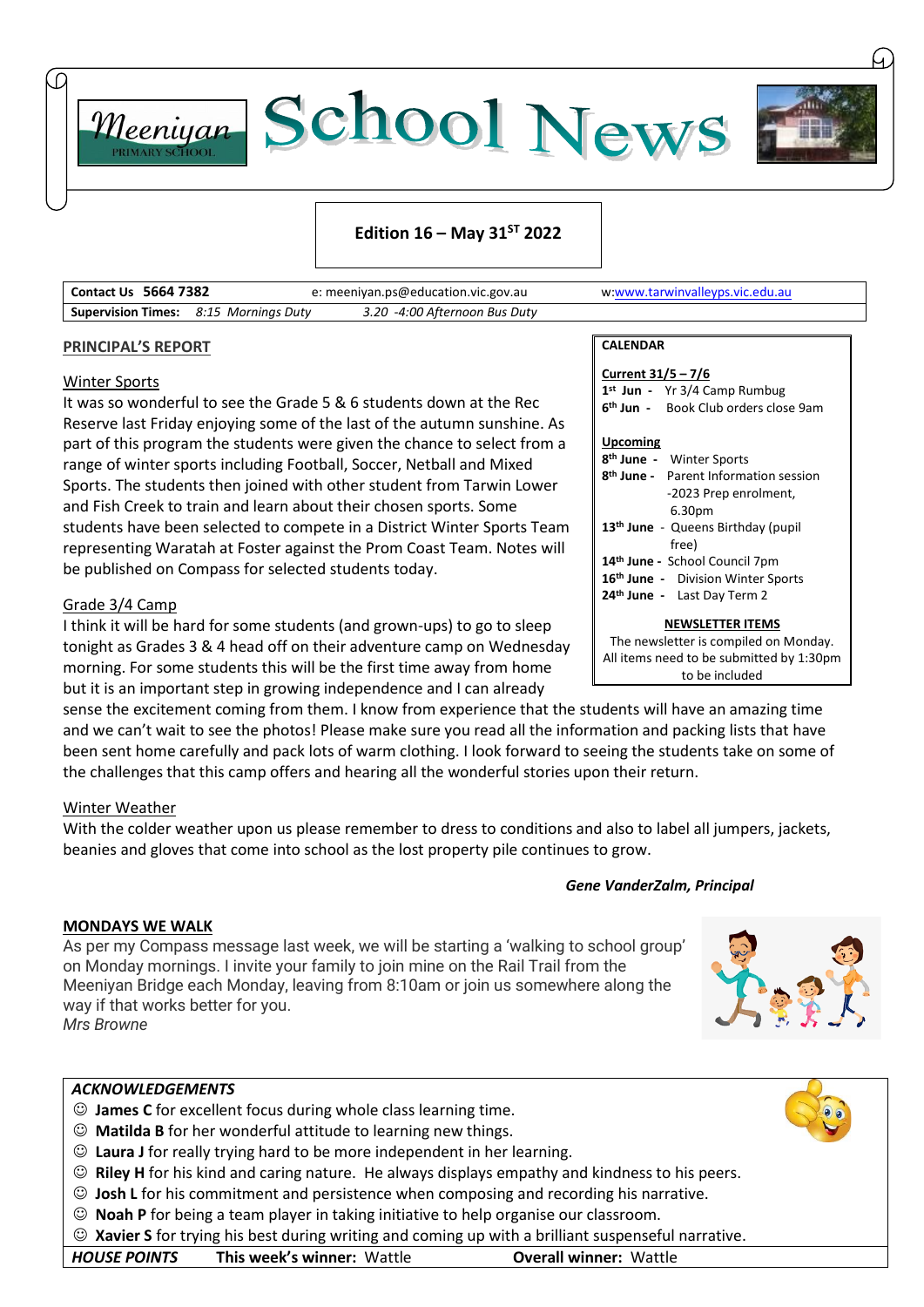# Meeniyan Primary School — School News

**Edition 16 – May 31ST 2022**

| **Contact Us 5664 7382** | e: meeniyan.ps@education.vic.gov.au | w: www.tarwinvalleyps.vic.edu.au |
|---|---|---|
| **Supervision Times:** *8:15 Mornings Duty* | *3.20 -4:00 Afternoon Bus Duty* | |

## PRINCIPAL'S REPORT

### Winter Sports

It was so wonderful to see the Grade 5 & 6 students down at the Rec Reserve last Friday enjoying some of the last of the autumn sunshine. As part of this program the students were given the chance to select from a range of winter sports including Football, Soccer, Netball and Mixed Sports. The students then joined with other student from Tarwin Lower and Fish Creek to train and learn about their chosen sports. Some students have been selected to compete in a District Winter Sports Team representing Waratah at Foster against the Prom Coast Team. Notes will be published on Compass for selected students today.

### Grade 3/4 Camp

I think it will be hard for some students (and grown-ups) to go to sleep tonight as Grades 3 & 4 head off on their adventure camp on Wednesday morning. For some students this will be the first time away from home but it is an important step in growing independence and I can already sense the excitement coming from them. I know from experience that the students will have an amazing time and we can't wait to see the photos! Please make sure you read all the information and packing lists that have been sent home carefully and pack lots of warm clothing. I look forward to seeing the students take on some of the challenges that this camp offers and hearing all the wonderful stories upon their return.

### Winter Weather

With the colder weather upon us please remember to dress to conditions and also to label all jumpers, jackets, beanies and gloves that come into school as the lost property pile continues to grow.

***Gene VanderZalm, Principal***

## CALENDAR

**Current 31/5 – 7/6**

- **1st Jun** - Yr 3/4 Camp Rumbug
- **6th Jun** - Book Club orders close 9am

**Upcoming**

- **8th June** - Winter Sports
- **8th June** - Parent Information session -2023 Prep enrolment, 6.30pm
- **13th June** - Queens Birthday (pupil free)
- **14th June** - School Council 7pm
- **16th June** - Division Winter Sports
- **24th June** - Last Day Term 2

**NEWSLETTER ITEMS**

The newsletter is compiled on Monday. All items need to be submitted by 1:30pm to be included

## MONDAYS WE WALK

As per my Compass message last week, we will be starting a 'walking to school group' on Monday mornings. I invite your family to join mine on the Rail Trail from the Meeniyan Bridge each Monday, leaving from 8:10am or join us somewhere along the way if that works better for you.

*Mrs Browne*

## *ACKNOWLEDGEMENTS*

- ☺ **James C** for excellent focus during whole class learning time.
- ☺ **Matilda B** for her wonderful attitude to learning new things.
- ☺ **Laura J** for really trying hard to be more independent in her learning.
- ☺ **Riley H** for his kind and caring nature. He always displays empathy and kindness to his peers.
- ☺ **Josh L** for his commitment and persistence when composing and recording his narrative.
- ☺ **Noah P** for being a team player in taking initiative to help organise our classroom.
- ☺ **Xavier S** for trying his best during writing and coming up with a brilliant suspenseful narrative.

***HOUSE POINTS*** **This week's winner:** Wattle **Overall winner:** Wattle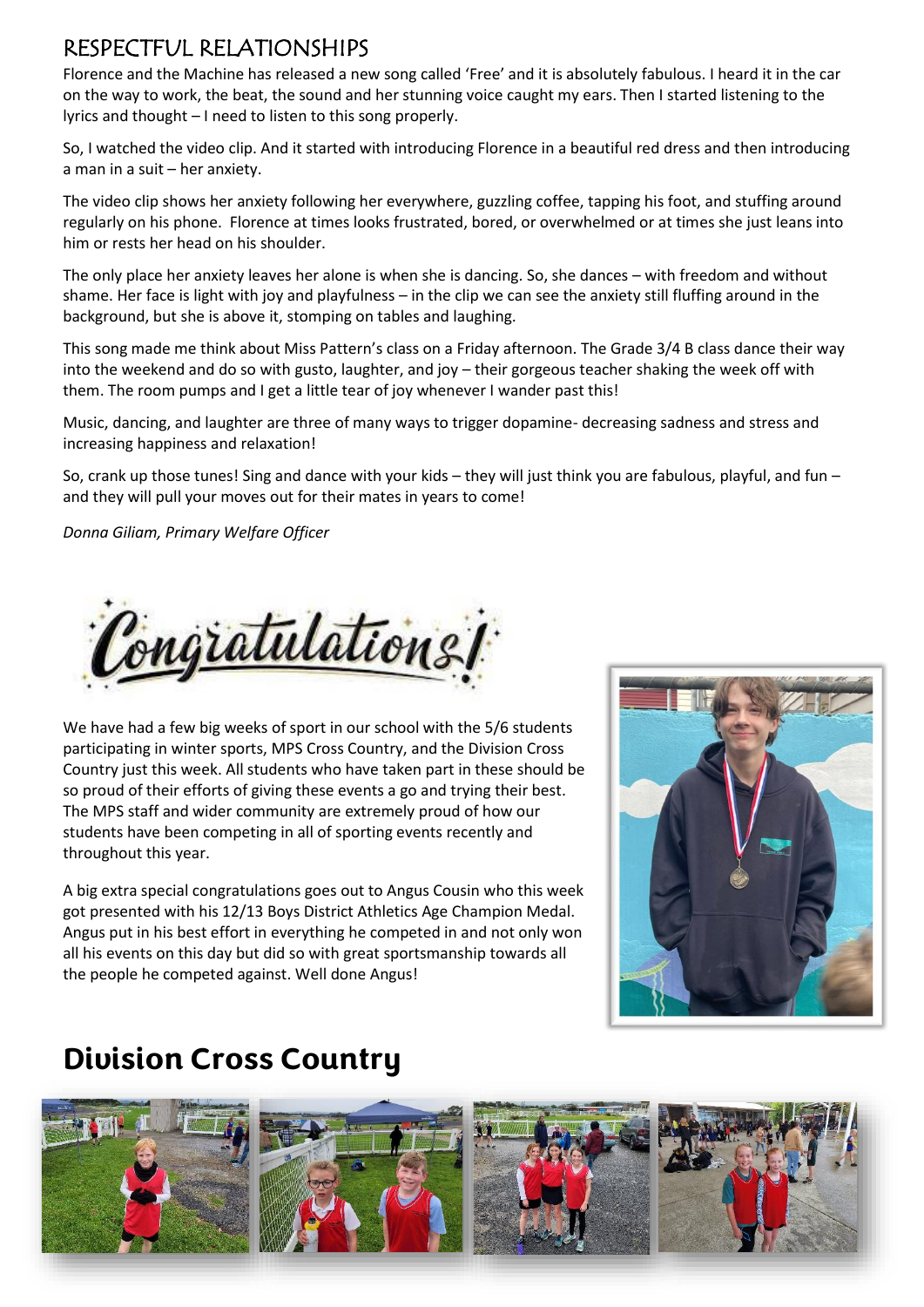# RESPECTFUL RELATIONSHIPS

Florence and the Machine has released a new song called 'Free' and it is absolutely fabulous. I heard it in the car on the way to work, the beat, the sound and her stunning voice caught my ears. Then I started listening to the lyrics and thought – I need to listen to this song properly.

So, I watched the video clip. And it started with introducing Florence in a beautiful red dress and then introducing a man in a suit – her anxiety.

The video clip shows her anxiety following her everywhere, guzzling coffee, tapping his foot, and stuffing around regularly on his phone. Florence at times looks frustrated, bored, or overwhelmed or at times she just leans into him or rests her head on his shoulder.

The only place her anxiety leaves her alone is when she is dancing. So, she dances – with freedom and without shame. Her face is light with joy and playfulness – in the clip we can see the anxiety still fluffing around in the background, but she is above it, stomping on tables and laughing.

This song made me think about Miss Pattern's class on a Friday afternoon. The Grade 3/4 B class dance their way into the weekend and do so with gusto, laughter, and joy – their gorgeous teacher shaking the week off with them. The room pumps and I get a little tear of joy whenever I wander past this!

Music, dancing, and laughter are three of many ways to trigger dopamine- decreasing sadness and stress and increasing happiness and relaxation!

So, crank up those tunes! Sing and dance with your kids – they will just think you are fabulous, playful, and fun – and they will pull your moves out for their mates in years to come!

*Donna Giliam, Primary Welfare Officer*

# Congratulations!

We have had a few big weeks of sport in our school with the 5/6 students participating in winter sports, MPS Cross Country, and the Division Cross Country just this week. All students who have taken part in these should be so proud of their efforts of giving these events a go and trying their best. The MPS staff and wider community are extremely proud of how our students have been competing in all of sporting events recently and throughout this year.

A big extra special congratulations goes out to Angus Cousin who this week got presented with his 12/13 Boys District Athletics Age Champion Medal. Angus put in his best effort in everything he competed in and not only won all his events on this day but did so with great sportsmanship towards all the people he competed against. Well done Angus!

# Division Cross Country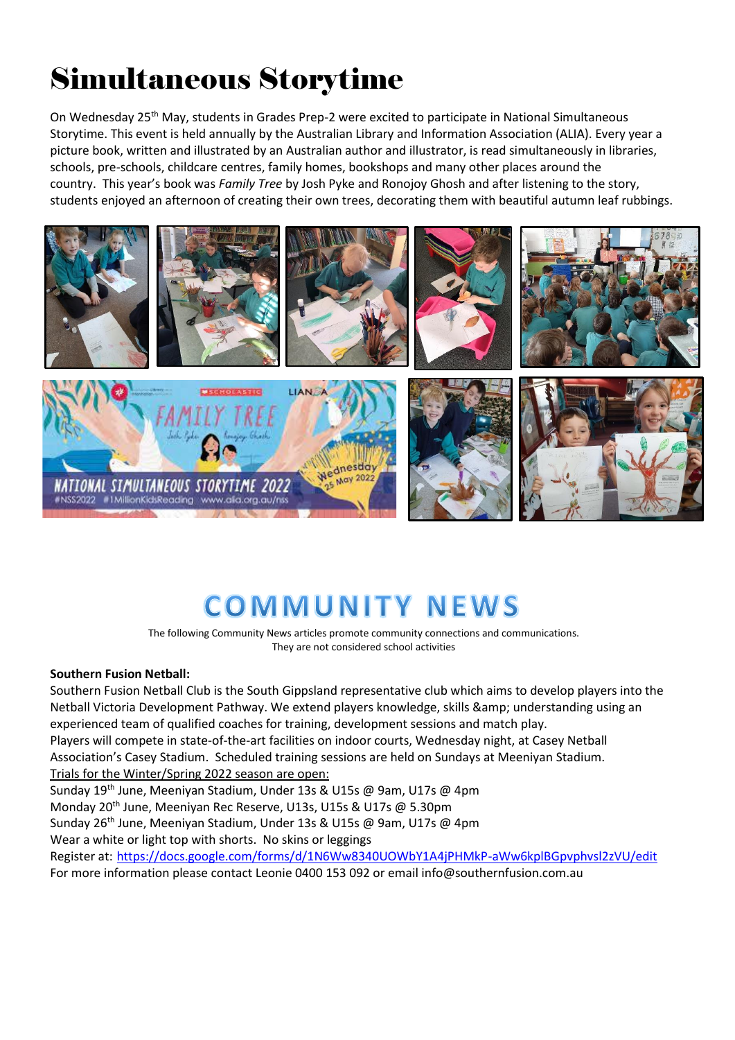# Simultaneous Storytime

On Wednesday 25th May, students in Grades Prep-2 were excited to participate in National Simultaneous Storytime. This event is held annually by the Australian Library and Information Association (ALIA). Every year a picture book, written and illustrated by an Australian author and illustrator, is read simultaneously in libraries, schools, pre-schools, childcare centres, family homes, bookshops and many other places around the country. This year's book was *Family Tree* by Josh Pyke and Ronojoy Ghosh and after listening to the story, students enjoyed an afternoon of creating their own trees, decorating them with beautiful autumn leaf rubbings.

# COMMUNITY NEWS

The following Community News articles promote community connections and communications.
They are not considered school activities

**Southern Fusion Netball:**

Southern Fusion Netball Club is the South Gippsland representative club which aims to develop players into the Netball Victoria Development Pathway. We extend players knowledge, skills &amp; understanding using an experienced team of qualified coaches for training, development sessions and match play.

Players will compete in state-of-the-art facilities on indoor courts, Wednesday night, at Casey Netball Association's Casey Stadium. Scheduled training sessions are held on Sundays at Meeniyan Stadium.

Trials for the Winter/Spring 2022 season are open:

Sunday 19th June, Meeniyan Stadium, Under 13s & U15s @ 9am, U17s @ 4pm

Monday 20th June, Meeniyan Rec Reserve, U13s, U15s & U17s @ 5.30pm

Sunday 26th June, Meeniyan Stadium, Under 13s & U15s @ 9am, U17s @ 4pm

Wear a white or light top with shorts. No skins or leggings

Register at: https://docs.google.com/forms/d/1N6Ww8340UOWbY1A4jPHMkP-aWw6kplBGpvphvsl2zVU/edit

For more information please contact Leonie 0400 153 092 or email info@southernfusion.com.au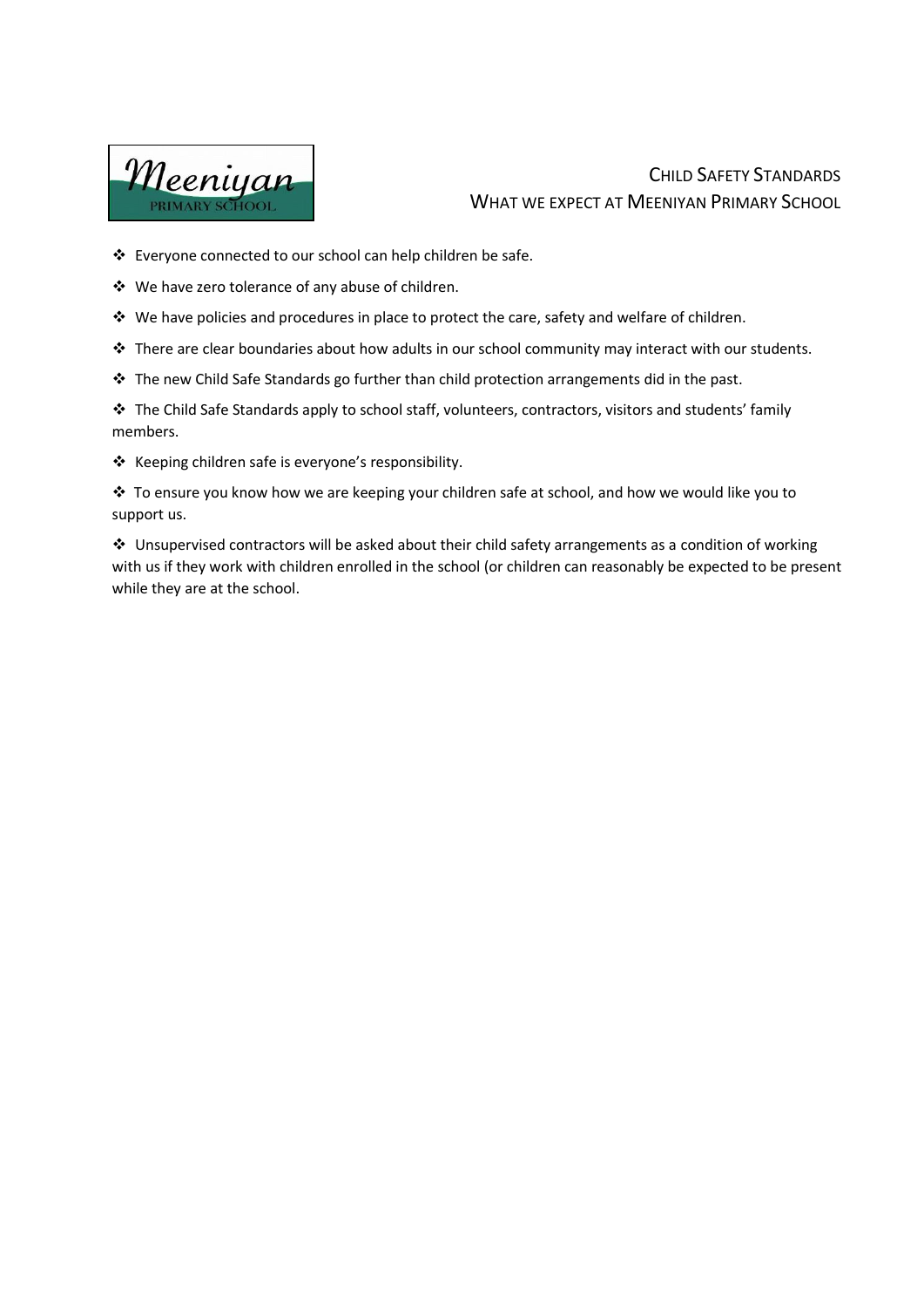# Child Safety Standards
## What we expect at Meeniyan Primary School

- Everyone connected to our school can help children be safe.
- We have zero tolerance of any abuse of children.
- We have policies and procedures in place to protect the care, safety and welfare of children.
- There are clear boundaries about how adults in our school community may interact with our students.
- The new Child Safe Standards go further than child protection arrangements did in the past.
- The Child Safe Standards apply to school staff, volunteers, contractors, visitors and students' family members.
- Keeping children safe is everyone's responsibility.
- To ensure you know how we are keeping your children safe at school, and how we would like you to support us.
- Unsupervised contractors will be asked about their child safety arrangements as a condition of working with us if they work with children enrolled in the school (or children can reasonably be expected to be present while they are at the school.